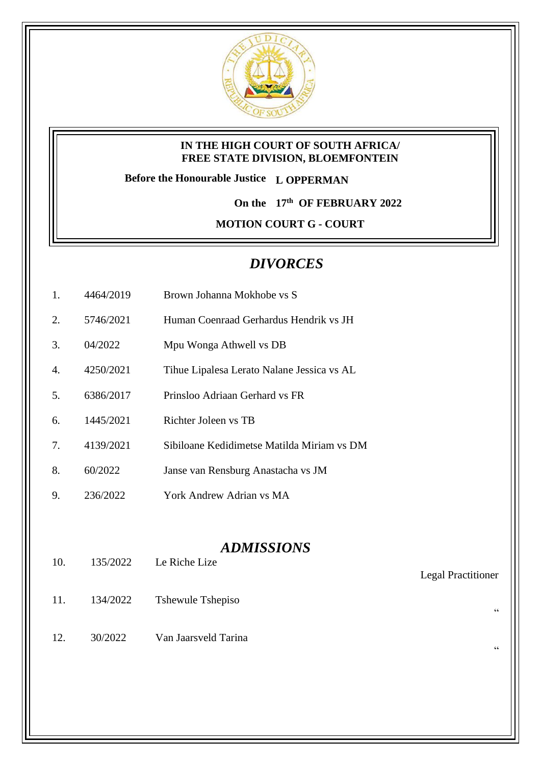**IN THE HIGH COURT OF SOUTH AFRICA/**
**FREE STATE DIVISION, BLOEMFONTEIN**

**Before the Honourable Justice L OPPERMAN**

**On the 17th OF FEBRUARY 2022**

**MOTION COURT G - COURT**

## *DIVORCES*

| | | |
|---|---|---|
| 1. | 4464/2019 | Brown Johanna Mokhobe vs S |
| 2. | 5746/2021 | Human Coenraad Gerhardus Hendrik vs JH |
| 3. | 04/2022 | Mpu Wonga Athwell vs DB |
| 4. | 4250/2021 | Tihue Lipalesa Lerato Nalane Jessica vs AL |
| 5. | 6386/2017 | Prinsloo Adriaan Gerhard vs FR |
| 6. | 1445/2021 | Richter Joleen vs TB |
| 7. | 4139/2021 | Sibiloane Kedidimetse Matilda Miriam vs DM |
| 8. | 60/2022 | Janse van Rensburg Anastacha vs JM |
| 9. | 236/2022 | York Andrew Adrian vs MA |

## *ADMISSIONS*

| | | | |
|---|---|---|---|
| 10. | 135/2022 | Le Riche Lize | Legal Practitioner |
| 11. | 134/2022 | Tshewule Tshepiso | " |
| 12. | 30/2022 | Van Jaarsveld Tarina | " |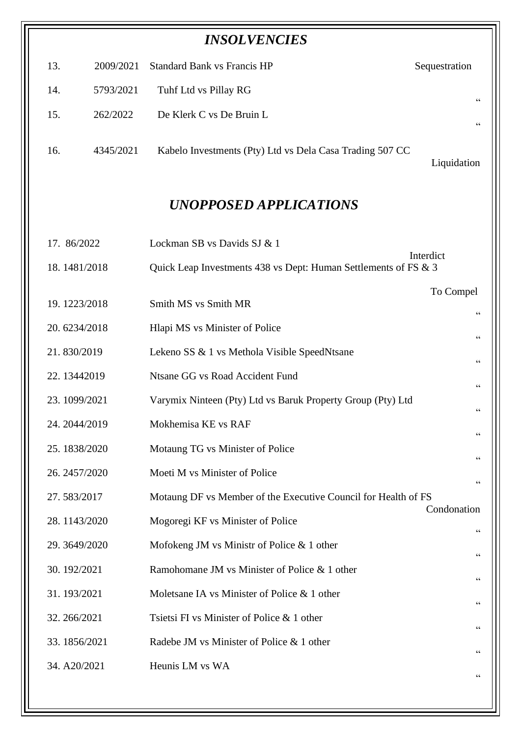## *INSOLVENCIES*

| No. | Case No. | Parties | Type |
|---|---|---|---|
| 13. | 2009/2021 | Standard Bank vs Francis HP | Sequestration |
| 14. | 5793/2021 | Tuhf Ltd vs Pillay RG | " |
| 15. | 262/2022 | De Klerk C vs De Bruin L | " |
| 16. | 4345/2021 | Kabelo Investments (Pty) Ltd vs Dela Casa Trading 507 CC | Liquidation |

## *UNOPPOSED APPLICATIONS*

| No. | Case No. | Parties | Type |
|---|---|---|---|
| 17. | 86/2022 | Lockman SB vs Davids SJ & 1 | Interdict |
| 18. | 1481/2018 | Quick Leap Investments 438 vs Dept: Human Settlements of FS & 3 | To Compel |
| 19. | 1223/2018 | Smith MS vs Smith MR | " |
| 20. | 6234/2018 | Hlapi MS vs Minister of Police | " |
| 21. | 830/2019 | Lekeno SS & 1 vs Methola Visible SpeedNtsane | " |
| 22. | 13442019 | Ntsane GG vs Road Accident Fund | " |
| 23. | 1099/2021 | Varymix Ninteen (Pty) Ltd vs Baruk Property Group (Pty) Ltd | " |
| 24. | 2044/2019 | Mokhemisa KE vs RAF | " |
| 25. | 1838/2020 | Motaung TG vs Minister of Police | " |
| 26. | 2457/2020 | Moeti M vs Minister of Police | " |
| 27. | 583/2017 | Motaung DF vs Member of the Executive Council for Health of FS | Condonation |
| 28. | 1143/2020 | Mogoregi KF vs Minister of Police | " |
| 29. | 3649/2020 | Mofokeng JM vs Ministr of Police & 1 other | " |
| 30. | 192/2021 | Ramohomane JM vs Minister of Police & 1 other | " |
| 31. | 193/2021 | Moletsane IA vs Minister of Police & 1 other | " |
| 32. | 266/2021 | Tsietsi FI vs Minister of Police & 1 other | " |
| 33. | 1856/2021 | Radebe JM vs Minister of Police & 1 other | " |
| 34. | A20/2021 | Heunis LM vs WA | " |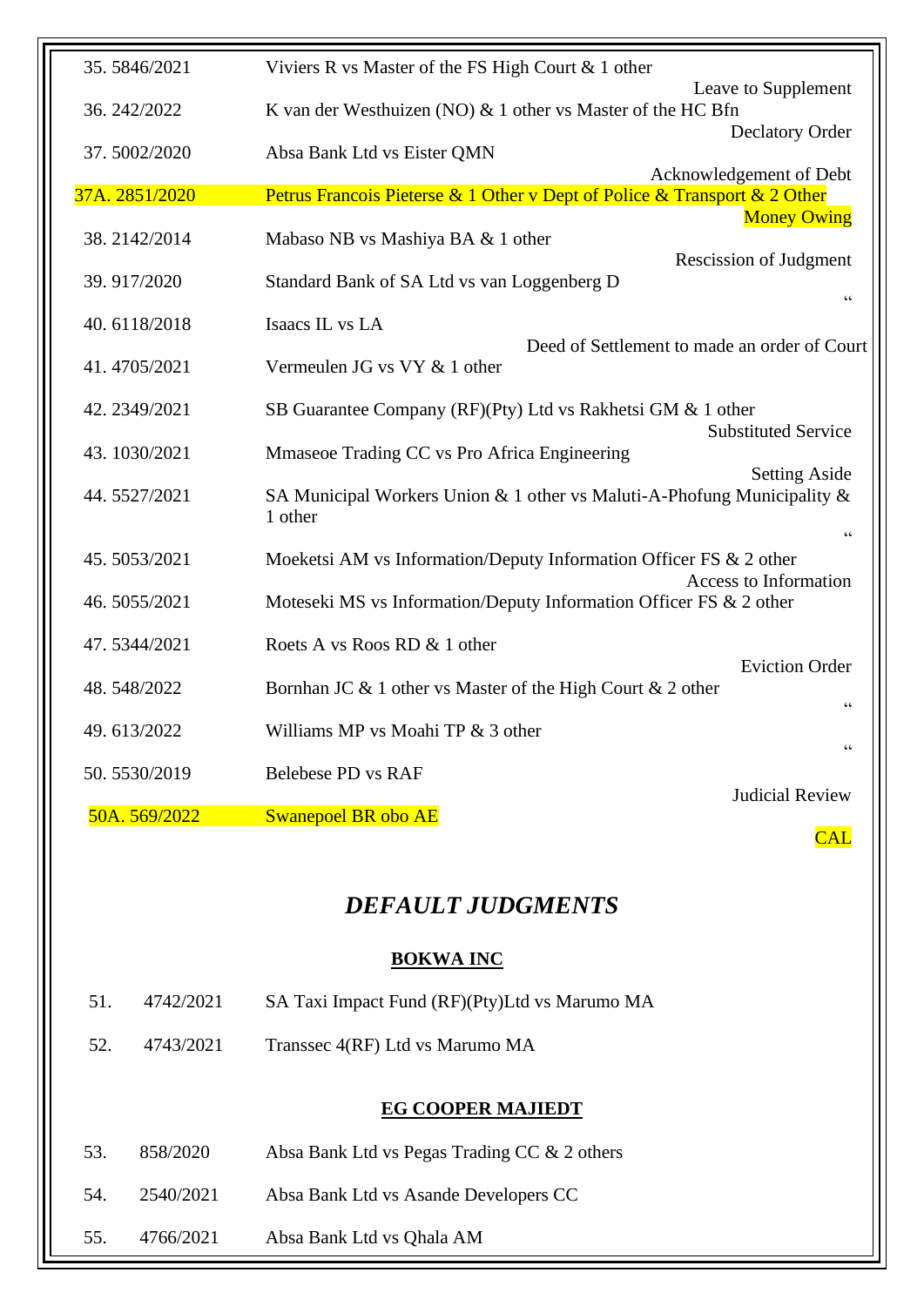| | | |
|---|---|---|
| 35. 5846/2021 | Viviers R vs Master of the FS High Court & 1 other | Leave to Supplement |
| 36. 242/2022 | K van der Westhuizen (NO) & 1 other vs Master of the HC Bfn | Declatory Order |
| 37. 5002/2020 | Absa Bank Ltd vs Eister QMN | Acknowledgement of Debt |
| 37A. 2851/2020 | Petrus Francois Pieterse & 1 Other v Dept of Police & Transport & 2 Other | Money Owing |
| 38. 2142/2014 | Mabaso NB vs Mashiya BA & 1 other | Rescission of Judgment |
| 39. 917/2020 | Standard Bank of SA Ltd vs van Loggenberg D | " |
| 40. 6118/2018 | Isaacs IL vs LA | Deed of Settlement to made an order of Court |
| 41. 4705/2021 | Vermeulen JG vs VY & 1 other | |
| 42. 2349/2021 | SB Guarantee Company (RF)(Pty) Ltd vs Rakhetsi GM & 1 other | Substituted Service |
| 43. 1030/2021 | Mmaseoe Trading CC vs Pro Africa Engineering | Setting Aside |
| 44. 5527/2021 | SA Municipal Workers Union & 1 other vs Maluti-A-Phofung Municipality & 1 other | " |
| 45. 5053/2021 | Moeketsi AM vs Information/Deputy Information Officer FS & 2 other | Access to Information |
| 46. 5055/2021 | Moteseki MS vs Information/Deputy Information Officer FS & 2 other | |
| 47. 5344/2021 | Roets A vs Roos RD & 1 other | Eviction Order |
| 48. 548/2022 | Bornhan JC & 1 other vs Master of the High Court & 2 other | " |
| 49. 613/2022 | Williams MP vs Moahi TP & 3 other | " |
| 50. 5530/2019 | Belebese PD vs RAF | Judicial Review |
| 50A. 569/2022 | Swanepoel BR obo AE | CAL |

## *DEFAULT JUDGMENTS*

### BOKWA INC

| | | |
|---|---|---|
| 51. | 4742/2021 | SA Taxi Impact Fund (RF)(Pty)Ltd vs Marumo MA |
| 52. | 4743/2021 | Transsec 4(RF) Ltd vs Marumo MA |

### EG COOPER MAJIEDT

| | | |
|---|---|---|
| 53. | 858/2020 | Absa Bank Ltd vs Pegas Trading CC & 2 others |
| 54. | 2540/2021 | Absa Bank Ltd vs Asande Developers CC |
| 55. | 4766/2021 | Absa Bank Ltd vs Qhala AM |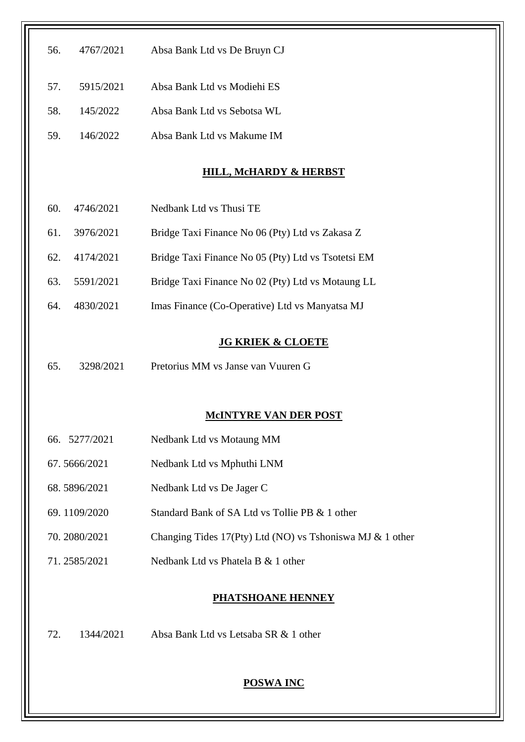56. 4767/2021 Absa Bank Ltd vs De Bruyn CJ

57. 5915/2021 Absa Bank Ltd vs Modiehi ES

58. 145/2022 Absa Bank Ltd vs Sebotsa WL

59. 146/2022 Absa Bank Ltd vs Makume IM

**HILL, McHARDY & HERBST**

60. 4746/2021 Nedbank Ltd vs Thusi TE

61. 3976/2021 Bridge Taxi Finance No 06 (Pty) Ltd vs Zakasa Z

62. 4174/2021 Bridge Taxi Finance No 05 (Pty) Ltd vs Tsotetsi EM

63. 5591/2021 Bridge Taxi Finance No 02 (Pty) Ltd vs Motaung LL

64. 4830/2021 Imas Finance (Co-Operative) Ltd vs Manyatsa MJ

**JG KRIEK & CLOETE**

65. 3298/2021 Pretorius MM vs Janse van Vuuren G

**McINTYRE VAN DER POST**

66. 5277/2021 Nedbank Ltd vs Motaung MM

67. 5666/2021 Nedbank Ltd vs Mphuthi LNM

68. 5896/2021 Nedbank Ltd vs De Jager C

69. 1109/2020 Standard Bank of SA Ltd vs Tollie PB & 1 other

70. 2080/2021 Changing Tides 17(Pty) Ltd (NO) vs Tshoniswa MJ & 1 other

71. 2585/2021 Nedbank Ltd vs Phatela B & 1 other

**PHATSHOANE HENNEY**

72. 1344/2021 Absa Bank Ltd vs Letsaba SR & 1 other

**POSWA INC**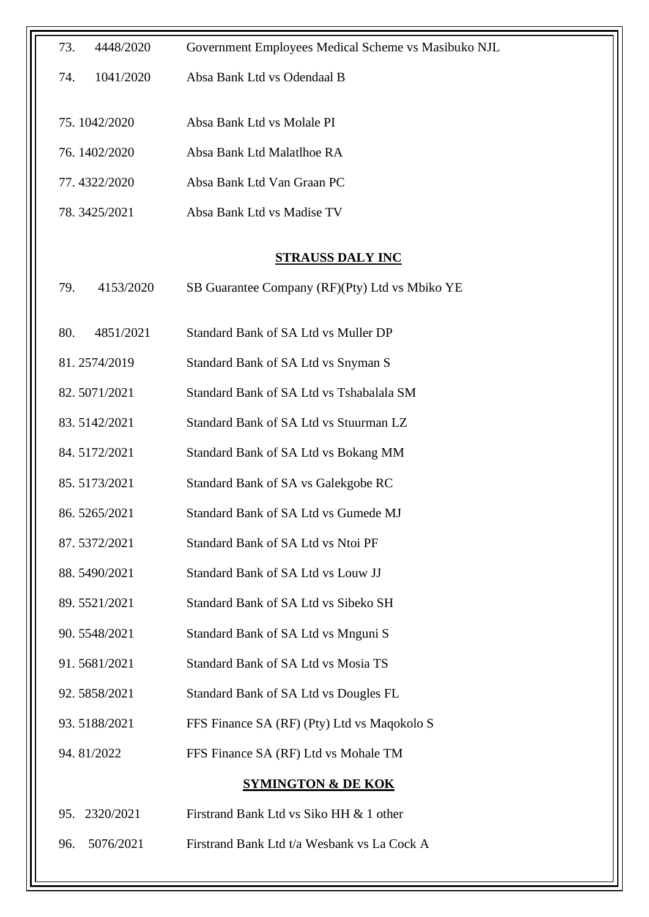73. 4448/2020 Government Employees Medical Scheme vs Masibuko NJL

74. 1041/2020 Absa Bank Ltd vs Odendaal B

75. 1042/2020 Absa Bank Ltd vs Molale PI

76. 1402/2020 Absa Bank Ltd Malatlhoe RA

77. 4322/2020 Absa Bank Ltd Van Graan PC

78. 3425/2021 Absa Bank Ltd vs Madise TV

**STRAUSS DALY INC**

79. 4153/2020 SB Guarantee Company (RF)(Pty) Ltd vs Mbiko YE

80. 4851/2021 Standard Bank of SA Ltd vs Muller DP

81. 2574/2019 Standard Bank of SA Ltd vs Snyman S

82. 5071/2021 Standard Bank of SA Ltd vs Tshabalala SM

83. 5142/2021 Standard Bank of SA Ltd vs Stuurman LZ

84. 5172/2021 Standard Bank of SA Ltd vs Bokang MM

85. 5173/2021 Standard Bank of SA vs Galekgobe RC

86. 5265/2021 Standard Bank of SA Ltd vs Gumede MJ

87. 5372/2021 Standard Bank of SA Ltd vs Ntoi PF

88. 5490/2021 Standard Bank of SA Ltd vs Louw JJ

89. 5521/2021 Standard Bank of SA Ltd vs Sibeko SH

90. 5548/2021 Standard Bank of SA Ltd vs Mnguni S

91. 5681/2021 Standard Bank of SA Ltd vs Mosia TS

92. 5858/2021 Standard Bank of SA Ltd vs Dougles FL

93. 5188/2021 FFS Finance SA (RF) (Pty) Ltd vs Maqokolo S

94. 81/2022 FFS Finance SA (RF) Ltd vs Mohale TM

**SYMINGTON & DE KOK**

95. 2320/2021 Firstrand Bank Ltd vs Siko HH & 1 other

96. 5076/2021 Firstrand Bank Ltd t/a Wesbank vs La Cock A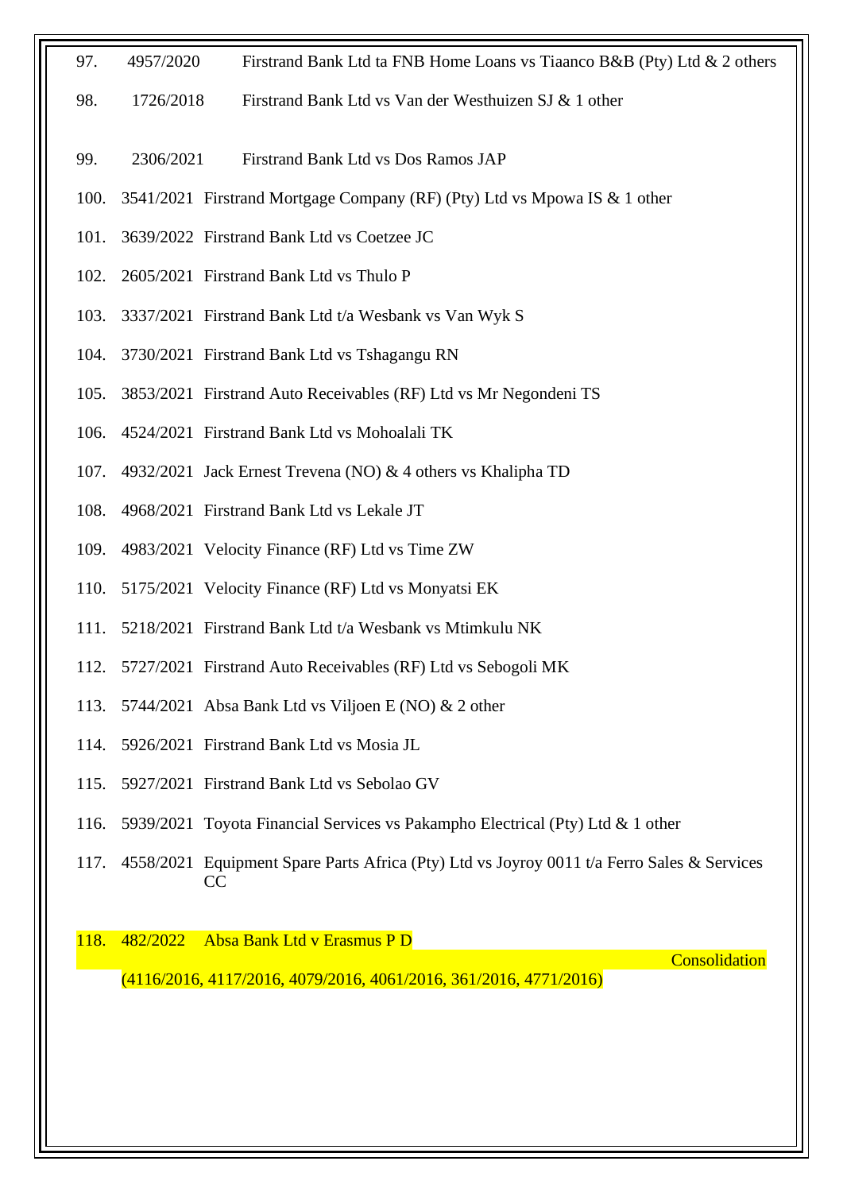97. 4957/2020 Firstrand Bank Ltd ta FNB Home Loans vs Tiaanco B&B (Pty) Ltd & 2 others

98. 1726/2018 Firstrand Bank Ltd vs Van der Westhuizen SJ & 1 other

99. 2306/2021 Firstrand Bank Ltd vs Dos Ramos JAP

100. 3541/2021 Firstrand Mortgage Company (RF) (Pty) Ltd vs Mpowa IS & 1 other

101. 3639/2022 Firstrand Bank Ltd vs Coetzee JC

102. 2605/2021 Firstrand Bank Ltd vs Thulo P

103. 3337/2021 Firstrand Bank Ltd t/a Wesbank vs Van Wyk S

104. 3730/2021 Firstrand Bank Ltd vs Tshagangu RN

105. 3853/2021 Firstrand Auto Receivables (RF) Ltd vs Mr Negondeni TS

106. 4524/2021 Firstrand Bank Ltd vs Mohoalali TK

107. 4932/2021 Jack Ernest Trevena (NO) & 4 others vs Khalipha TD

108. 4968/2021 Firstrand Bank Ltd vs Lekale JT

109. 4983/2021 Velocity Finance (RF) Ltd vs Time ZW

110. 5175/2021 Velocity Finance (RF) Ltd vs Monyatsi EK

111. 5218/2021 Firstrand Bank Ltd t/a Wesbank vs Mtimkulu NK

112. 5727/2021 Firstrand Auto Receivables (RF) Ltd vs Sebogoli MK

113. 5744/2021 Absa Bank Ltd vs Viljoen E (NO) & 2 other

114. 5926/2021 Firstrand Bank Ltd vs Mosia JL

115. 5927/2021 Firstrand Bank Ltd vs Sebolao GV

116. 5939/2021 Toyota Financial Services vs Pakampho Electrical (Pty) Ltd & 1 other

117. 4558/2021 Equipment Spare Parts Africa (Pty) Ltd vs Joyroy 0011 t/a Ferro Sales & Services CC

118. 482/2022 Absa Bank Ltd v Erasmus P D

Consolidation

(4116/2016, 4117/2016, 4079/2016, 4061/2016, 361/2016, 4771/2016)